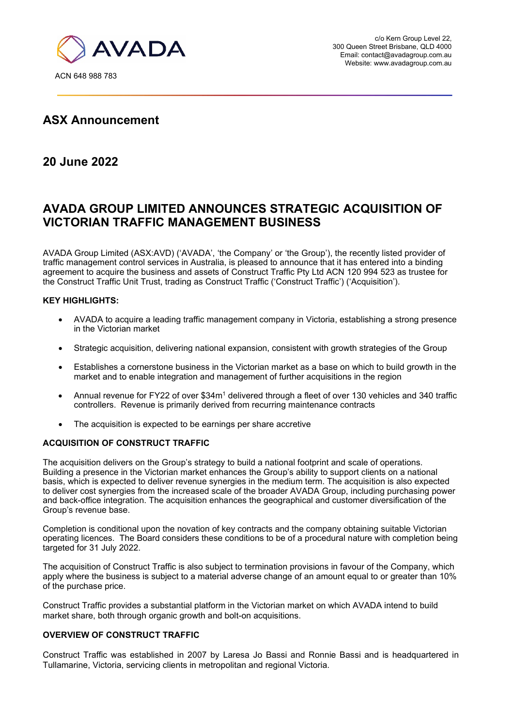AVADA

ACN 648 988 783

c/o Kern Group Level 22,
300 Queen Street Brisbane, QLD 4000
Email: contact@avadagroup.com.au
Website: www.avadagroup.com.au

## ASX Announcement

## 20 June 2022

# AVADA GROUP LIMITED ANNOUNCES STRATEGIC ACQUISITION OF VICTORIAN TRAFFIC MANAGEMENT BUSINESS

AVADA Group Limited (ASX:AVD) ('AVADA', 'the Company' or 'the Group'), the recently listed provider of traffic management control services in Australia, is pleased to announce that it has entered into a binding agreement to acquire the business and assets of Construct Traffic Pty Ltd ACN 120 994 523 as trustee for the Construct Traffic Unit Trust, trading as Construct Traffic ('Construct Traffic') ('Acquisition').

**KEY HIGHLIGHTS:**

- AVADA to acquire a leading traffic management company in Victoria, establishing a strong presence in the Victorian market
- Strategic acquisition, delivering national expansion, consistent with growth strategies of the Group
- Establishes a cornerstone business in the Victorian market as a base on which to build growth in the market and to enable integration and management of further acquisitions in the region
- Annual revenue for FY22 of over $34m[1] delivered through a fleet of over 130 vehicles and 340 traffic controllers. Revenue is primarily derived from recurring maintenance contracts
- The acquisition is expected to be earnings per share accretive

**ACQUISITION OF CONSTRUCT TRAFFIC**

The acquisition delivers on the Group's strategy to build a national footprint and scale of operations. Building a presence in the Victorian market enhances the Group's ability to support clients on a national basis, which is expected to deliver revenue synergies in the medium term. The acquisition is also expected to deliver cost synergies from the increased scale of the broader AVADA Group, including purchasing power and back-office integration. The acquisition enhances the geographical and customer diversification of the Group's revenue base.

Completion is conditional upon the novation of key contracts and the company obtaining suitable Victorian operating licences. The Board considers these conditions to be of a procedural nature with completion being targeted for 31 July 2022.

The acquisition of Construct Traffic is also subject to termination provisions in favour of the Company, which apply where the business is subject to a material adverse change of an amount equal to or greater than 10% of the purchase price.

Construct Traffic provides a substantial platform in the Victorian market on which AVADA intend to build market share, both through organic growth and bolt-on acquisitions.

**OVERVIEW OF CONSTRUCT TRAFFIC**

Construct Traffic was established in 2007 by Laresa Jo Bassi and Ronnie Bassi and is headquartered in Tullamarine, Victoria, servicing clients in metropolitan and regional Victoria.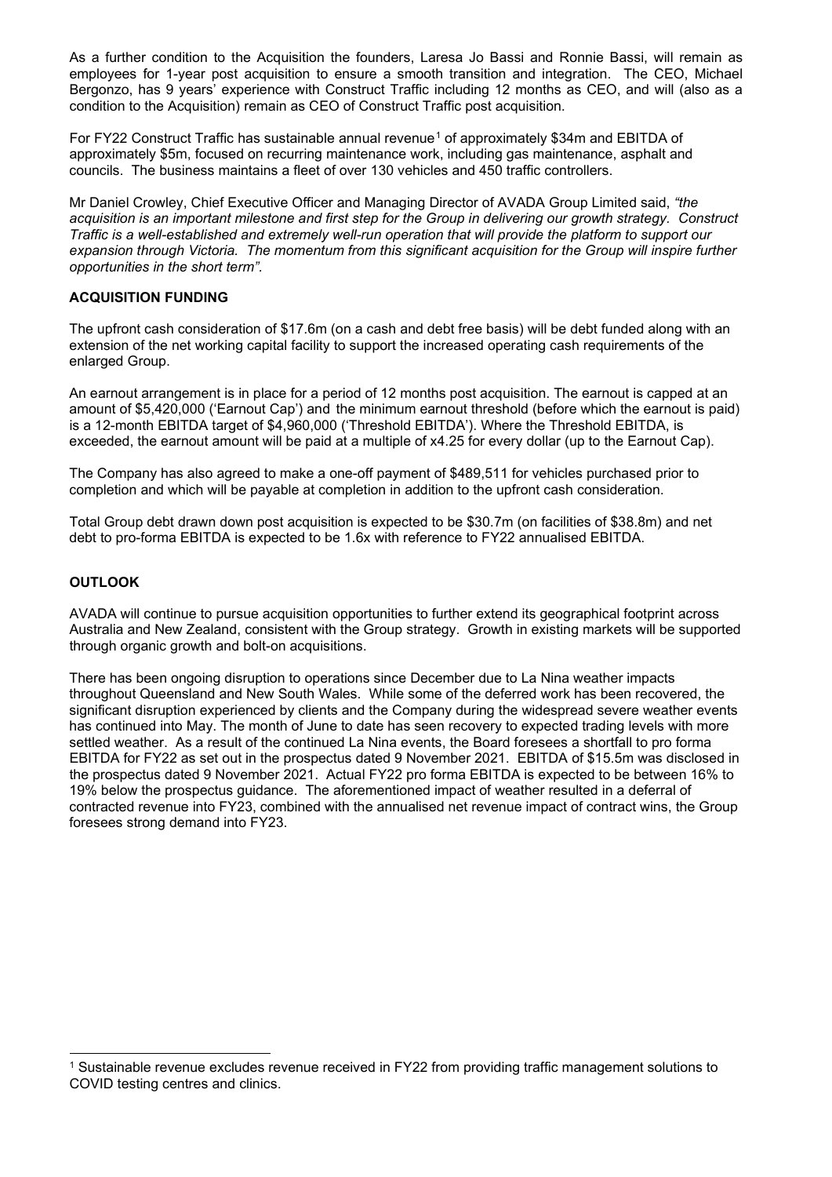As a further condition to the Acquisition the founders, Laresa Jo Bassi and Ronnie Bassi, will remain as employees for 1-year post acquisition to ensure a smooth transition and integration. The CEO, Michael Bergonzo, has 9 years' experience with Construct Traffic including 12 months as CEO, and will (also as a condition to the Acquisition) remain as CEO of Construct Traffic post acquisition.

For FY22 Construct Traffic has sustainable annual revenue[1] of approximately $34m and EBITDA of approximately $5m, focused on recurring maintenance work, including gas maintenance, asphalt and councils. The business maintains a fleet of over 130 vehicles and 450 traffic controllers.

Mr Daniel Crowley, Chief Executive Officer and Managing Director of AVADA Group Limited said, *"the acquisition is an important milestone and first step for the Group in delivering our growth strategy. Construct Traffic is a well-established and extremely well-run operation that will provide the platform to support our expansion through Victoria. The momentum from this significant acquisition for the Group will inspire further opportunities in the short term".*

**ACQUISITION FUNDING**

The upfront cash consideration of $17.6m (on a cash and debt free basis) will be debt funded along with an extension of the net working capital facility to support the increased operating cash requirements of the enlarged Group.

An earnout arrangement is in place for a period of 12 months post acquisition. The earnout is capped at an amount of $5,420,000 ('Earnout Cap') and the minimum earnout threshold (before which the earnout is paid) is a 12-month EBITDA target of $4,960,000 ('Threshold EBITDA'). Where the Threshold EBITDA, is exceeded, the earnout amount will be paid at a multiple of x4.25 for every dollar (up to the Earnout Cap).

The Company has also agreed to make a one-off payment of $489,511 for vehicles purchased prior to completion and which will be payable at completion in addition to the upfront cash consideration.

Total Group debt drawn down post acquisition is expected to be $30.7m (on facilities of $38.8m) and net debt to pro-forma EBITDA is expected to be 1.6x with reference to FY22 annualised EBITDA.

**OUTLOOK**

AVADA will continue to pursue acquisition opportunities to further extend its geographical footprint across Australia and New Zealand, consistent with the Group strategy. Growth in existing markets will be supported through organic growth and bolt-on acquisitions.

There has been ongoing disruption to operations since December due to La Nina weather impacts throughout Queensland and New South Wales. While some of the deferred work has been recovered, the significant disruption experienced by clients and the Company during the widespread severe weather events has continued into May. The month of June to date has seen recovery to expected trading levels with more settled weather. As a result of the continued La Nina events, the Board foresees a shortfall to pro forma EBITDA for FY22 as set out in the prospectus dated 9 November 2021. EBITDA of $15.5m was disclosed in the prospectus dated 9 November 2021. Actual FY22 pro forma EBITDA is expected to be between 16% to 19% below the prospectus guidance. The aforementioned impact of weather resulted in a deferral of contracted revenue into FY23, combined with the annualised net revenue impact of contract wins, the Group foresees strong demand into FY23.

---

[1] Sustainable revenue excludes revenue received in FY22 from providing traffic management solutions to COVID testing centres and clinics.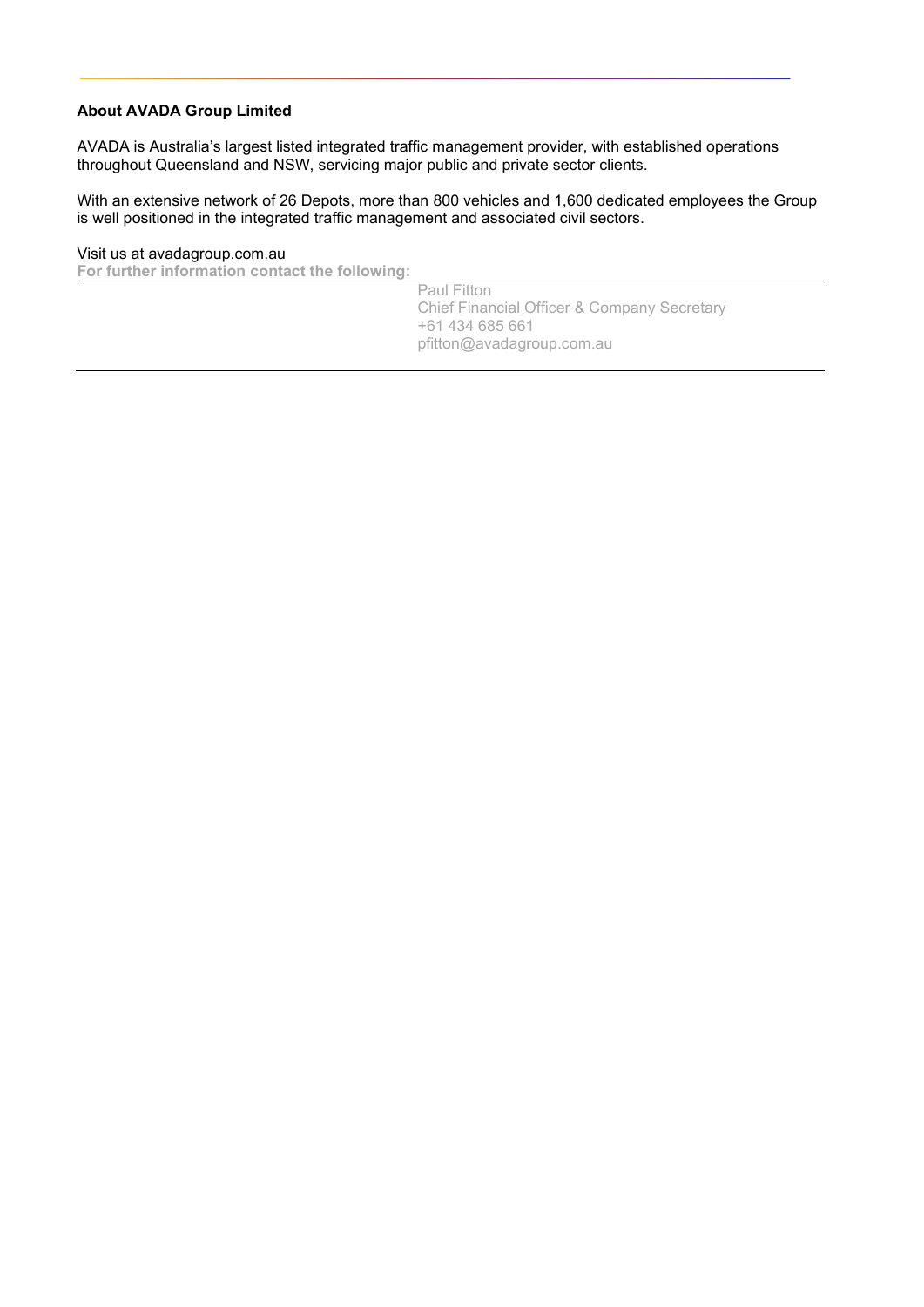**About AVADA Group Limited**

AVADA is Australia's largest listed integrated traffic management provider, with established operations throughout Queensland and NSW, servicing major public and private sector clients.

With an extensive network of 26 Depots, more than 800 vehicles and 1,600 dedicated employees the Group is well positioned in the integrated traffic management and associated civil sectors.

Visit us at avadagroup.com.au

**For further information contact the following:**

Paul Fitton  
Chief Financial Officer & Company Secretary  
+61 434 685 661  
pfitton@avadagroup.com.au